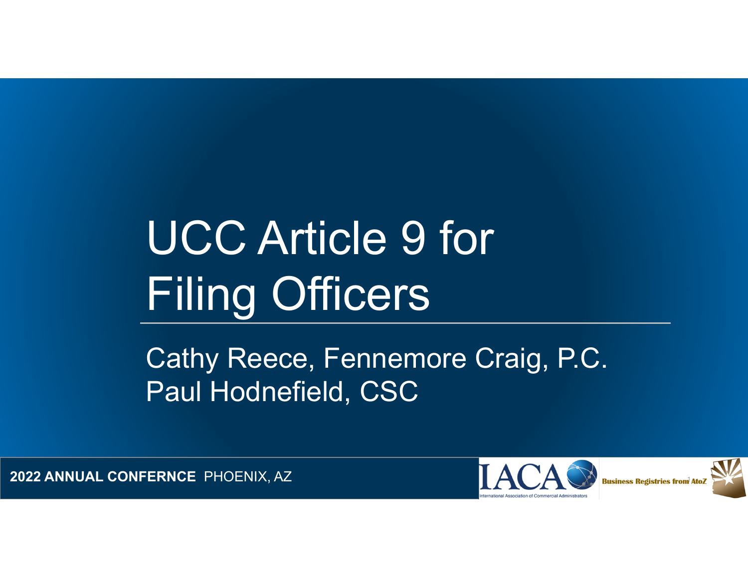# UCC Article 9 for Filing Officers

Cathy Reece, Fennemore Craig, P.C.
Paul Hodnefield, CSC

**2022 ANNUAL CONFERNCE** PHOENIX, AZ

IACA International Association of Commercial Administrators

Business Registries from AtoZ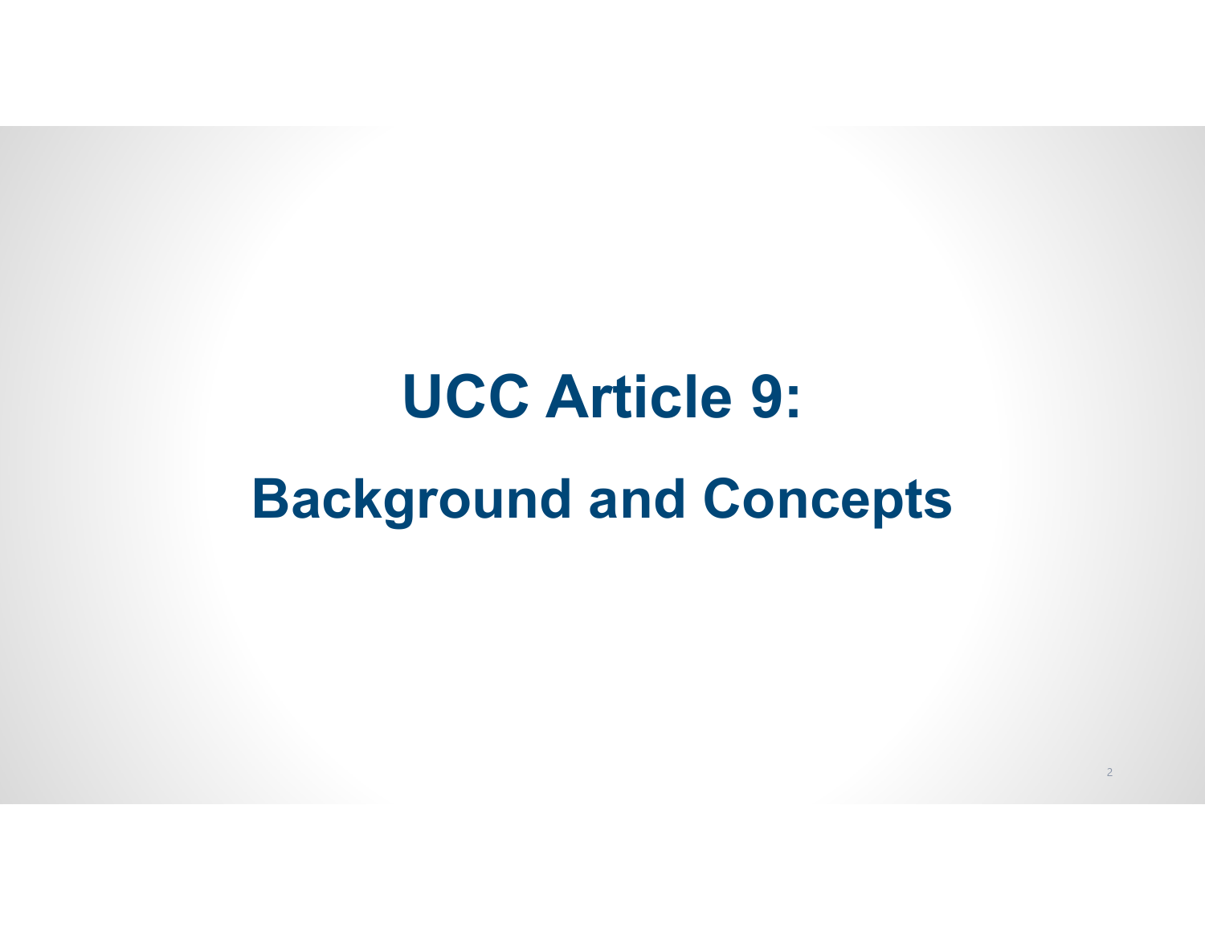# UCC Article 9:

# Background and Concepts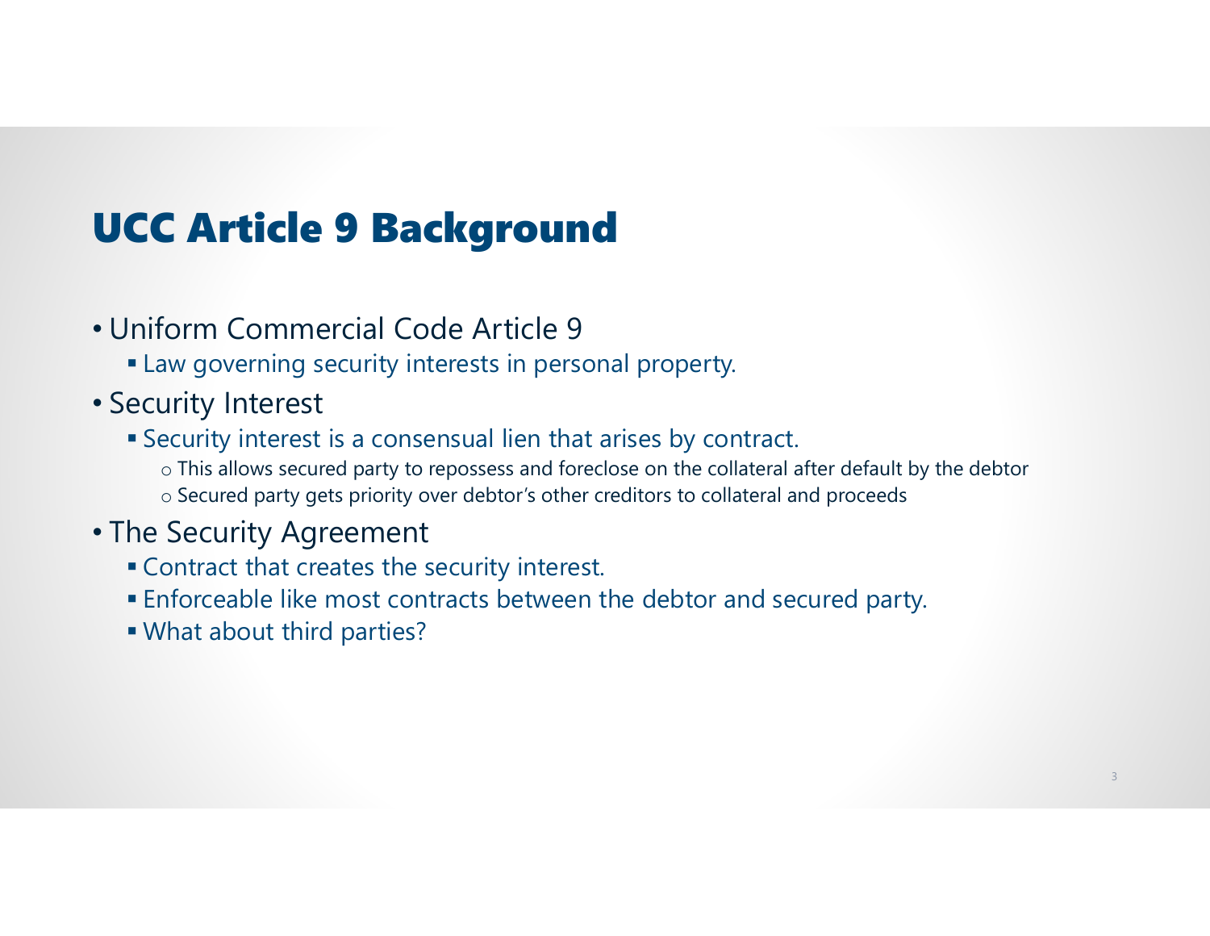# UCC Article 9 Background

- Uniform Commercial Code Article 9
  - Law governing security interests in personal property.
- Security Interest
  - Security interest is a consensual lien that arises by contract.
    - This allows secured party to repossess and foreclose on the collateral after default by the debtor
    - Secured party gets priority over debtor's other creditors to collateral and proceeds
- The Security Agreement
  - Contract that creates the security interest.
  - Enforceable like most contracts between the debtor and secured party.
  - What about third parties?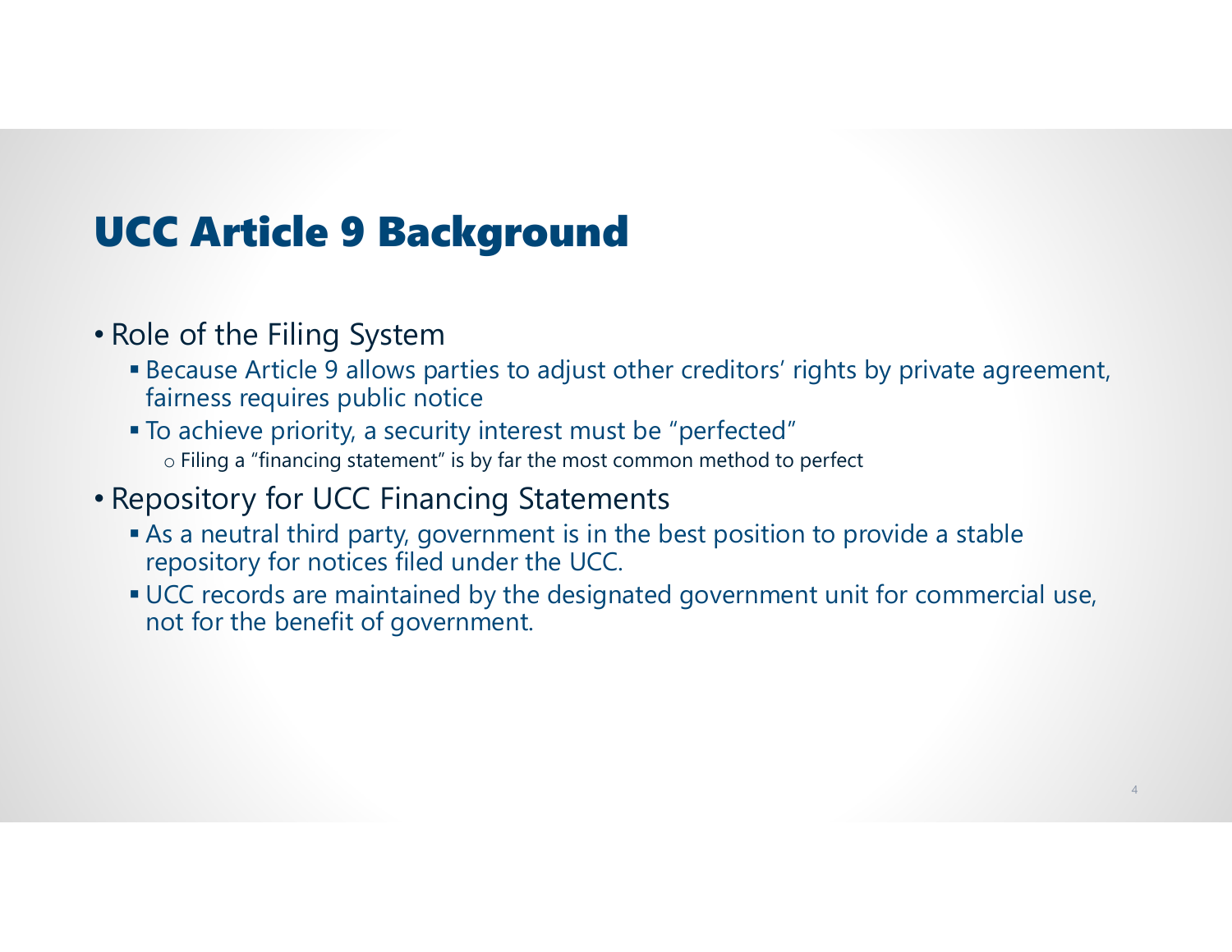# UCC Article 9 Background

- Role of the Filing System
  - Because Article 9 allows parties to adjust other creditors' rights by private agreement, fairness requires public notice
  - To achieve priority, a security interest must be "perfected"
    - Filing a "financing statement" is by far the most common method to perfect
- Repository for UCC Financing Statements
  - As a neutral third party, government is in the best position to provide a stable repository for notices filed under the UCC.
  - UCC records are maintained by the designated government unit for commercial use, not for the benefit of government.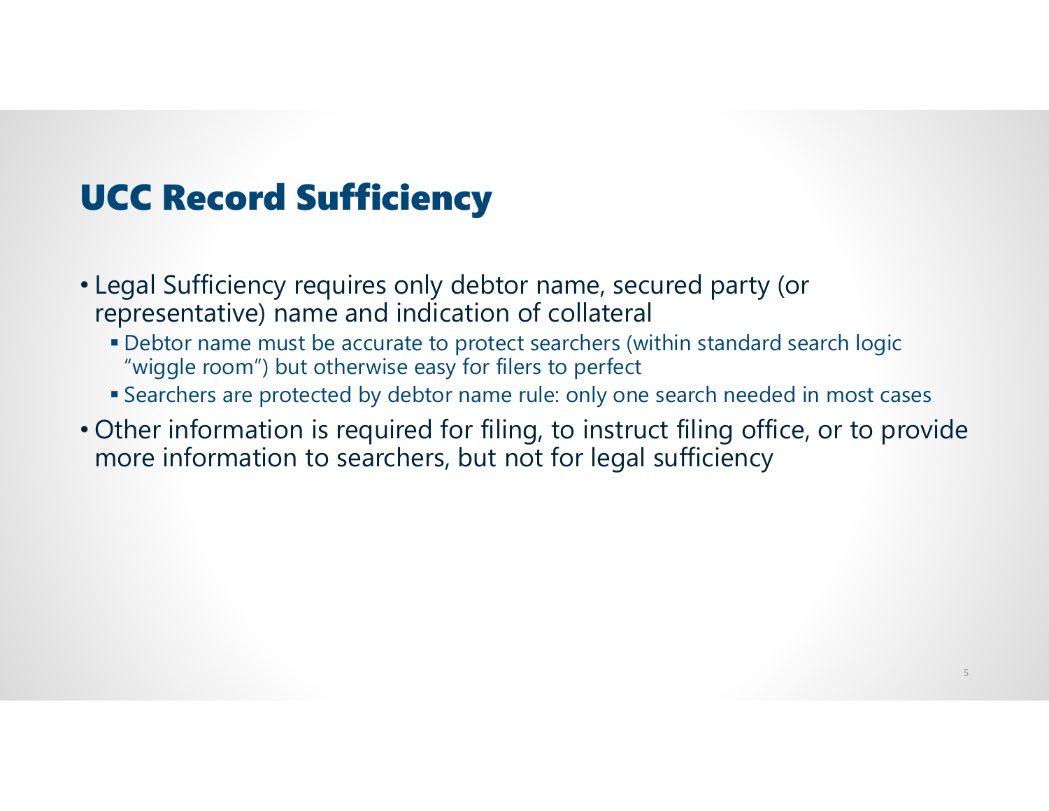# UCC Record Sufficiency

- Legal Sufficiency requires only debtor name, secured party (or representative) name and indication of collateral
  - Debtor name must be accurate to protect searchers (within standard search logic "wiggle room") but otherwise easy for filers to perfect
  - Searchers are protected by debtor name rule: only one search needed in most cases
- Other information is required for filing, to instruct filing office, or to provide more information to searchers, but not for legal sufficiency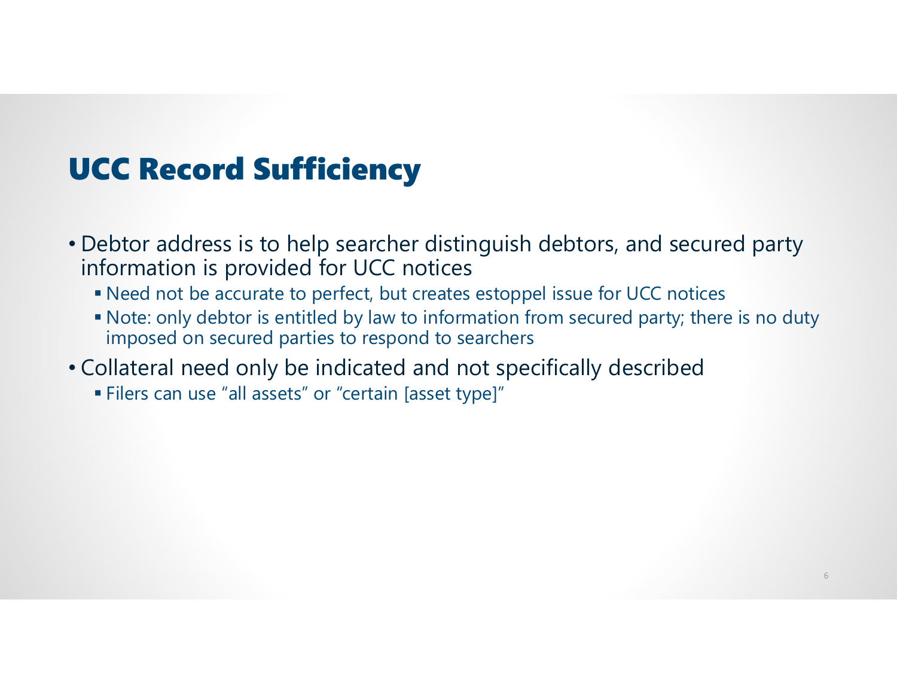# UCC Record Sufficiency

- Debtor address is to help searcher distinguish debtors, and secured party information is provided for UCC notices
  - Need not be accurate to perfect, but creates estoppel issue for UCC notices
  - Note: only debtor is entitled by law to information from secured party; there is no duty imposed on secured parties to respond to searchers
- Collateral need only be indicated and not specifically described
  - Filers can use “all assets” or “certain [asset type]”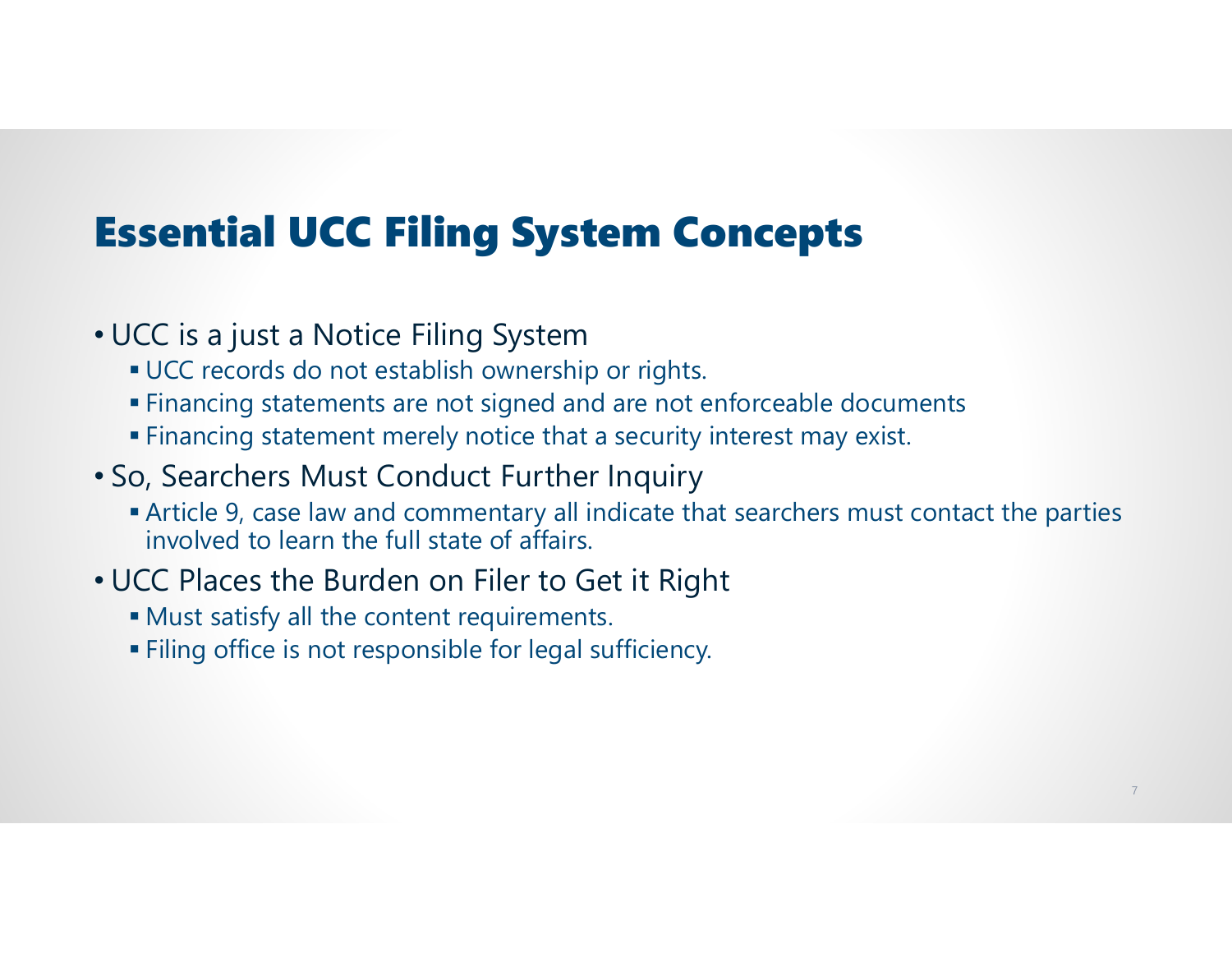# Essential UCC Filing System Concepts

- UCC is a just a Notice Filing System
  - UCC records do not establish ownership or rights.
  - Financing statements are not signed and are not enforceable documents
  - Financing statement merely notice that a security interest may exist.
- So, Searchers Must Conduct Further Inquiry
  - Article 9, case law and commentary all indicate that searchers must contact the parties involved to learn the full state of affairs.
- UCC Places the Burden on Filer to Get it Right
  - Must satisfy all the content requirements.
  - Filing office is not responsible for legal sufficiency.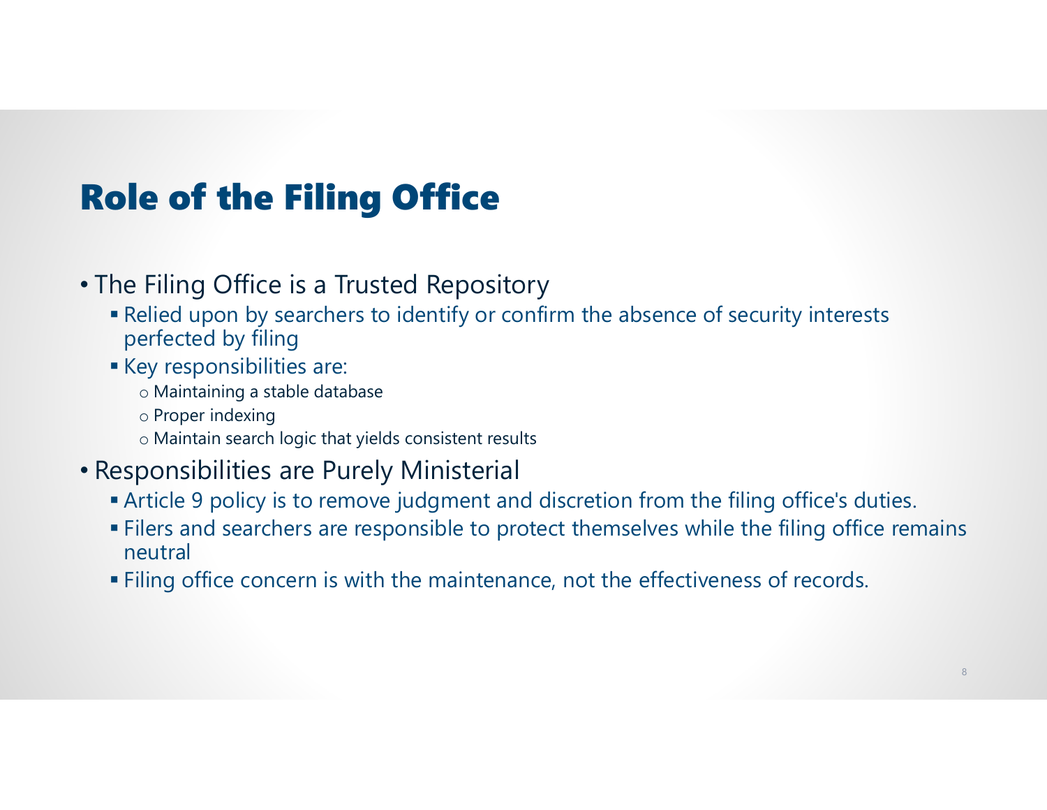# Role of the Filing Office

- The Filing Office is a Trusted Repository
  - Relied upon by searchers to identify or confirm the absence of security interests perfected by filing
  - Key responsibilities are:
    - Maintaining a stable database
    - Proper indexing
    - Maintain search logic that yields consistent results
- Responsibilities are Purely Ministerial
  - Article 9 policy is to remove judgment and discretion from the filing office's duties.
  - Filers and searchers are responsible to protect themselves while the filing office remains neutral
  - Filing office concern is with the maintenance, not the effectiveness of records.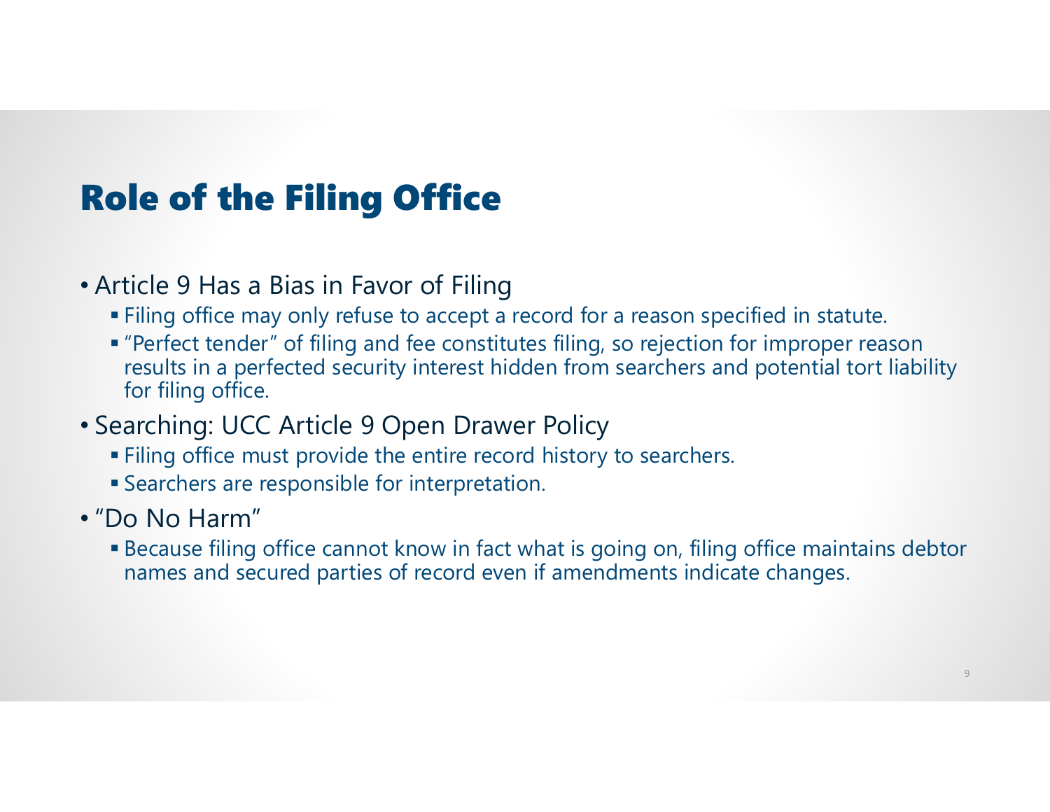## Role of the Filing Office

- Article 9 Has a Bias in Favor of Filing
  - Filing office may only refuse to accept a record for a reason specified in statute.
  - "Perfect tender" of filing and fee constitutes filing, so rejection for improper reason results in a perfected security interest hidden from searchers and potential tort liability for filing office.
- Searching: UCC Article 9 Open Drawer Policy
  - Filing office must provide the entire record history to searchers.
  - Searchers are responsible for interpretation.
- "Do No Harm"
  - Because filing office cannot know in fact what is going on, filing office maintains debtor names and secured parties of record even if amendments indicate changes.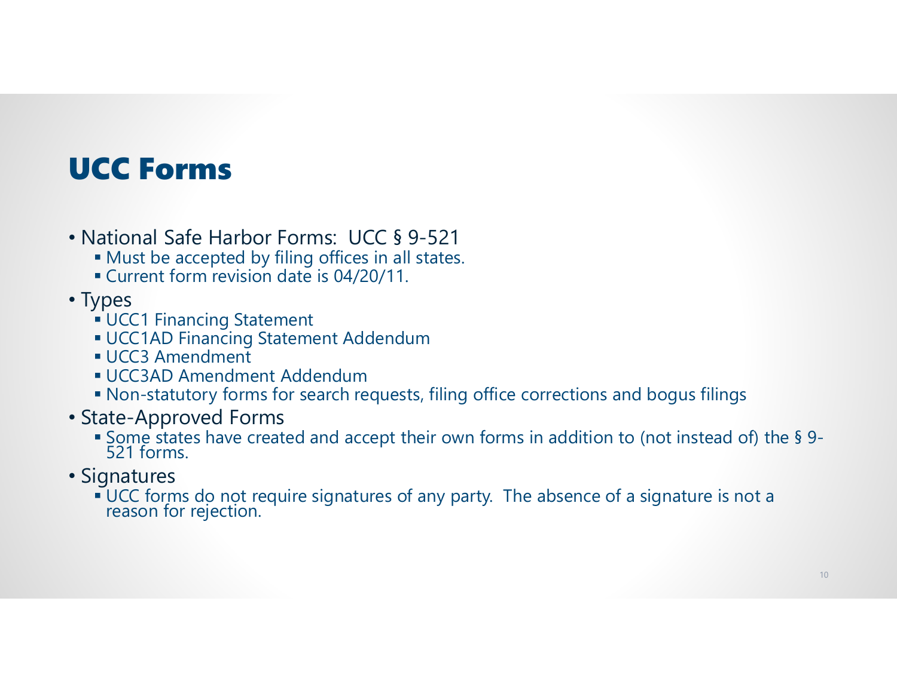# UCC Forms

- National Safe Harbor Forms: UCC § 9-521
  - Must be accepted by filing offices in all states.
  - Current form revision date is 04/20/11.
- Types
  - UCC1 Financing Statement
  - UCC1AD Financing Statement Addendum
  - UCC3 Amendment
  - UCC3AD Amendment Addendum
  - Non-statutory forms for search requests, filing office corrections and bogus filings
- State-Approved Forms
  - Some states have created and accept their own forms in addition to (not instead of) the § 9-521 forms.
- Signatures
  - UCC forms do not require signatures of any party. The absence of a signature is not a reason for rejection.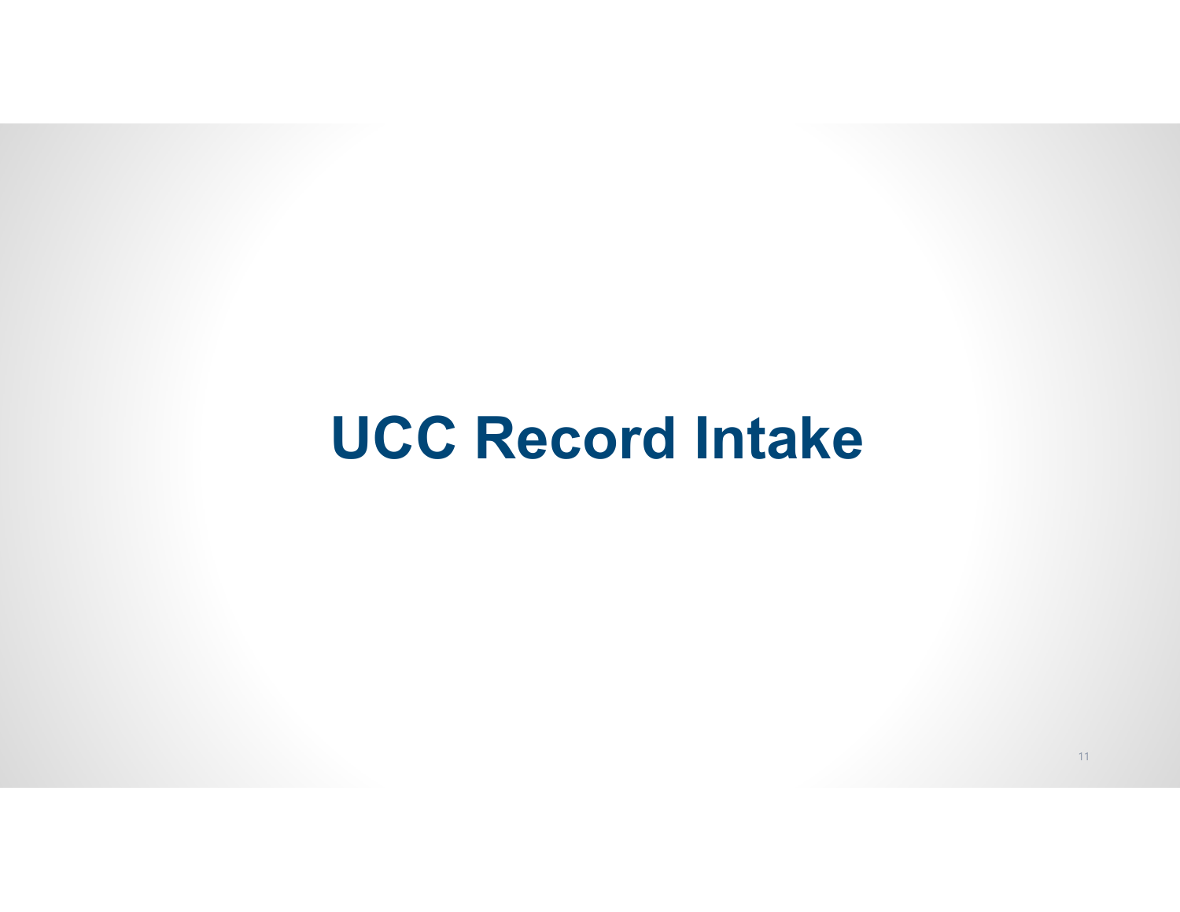# UCC Record Intake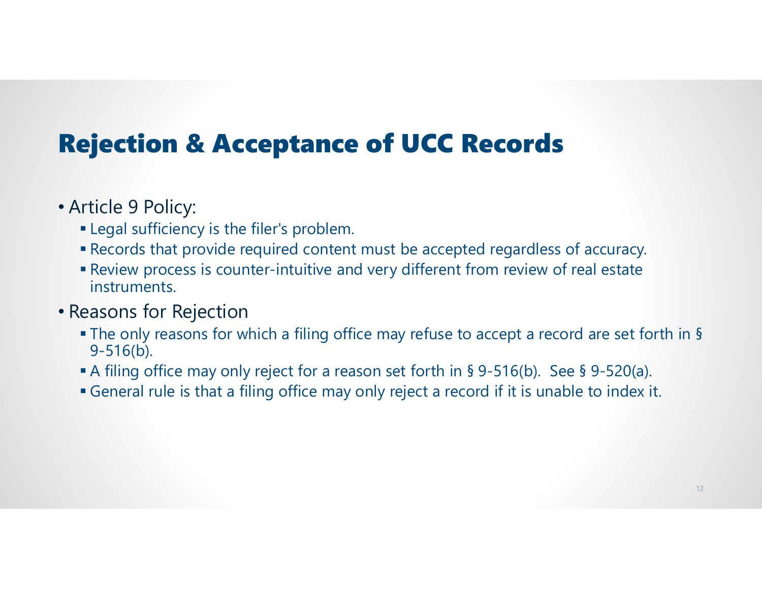# Rejection & Acceptance of UCC Records

- Article 9 Policy:
  - Legal sufficiency is the filer's problem.
  - Records that provide required content must be accepted regardless of accuracy.
  - Review process is counter-intuitive and very different from review of real estate instruments.
- Reasons for Rejection
  - The only reasons for which a filing office may refuse to accept a record are set forth in § 9-516(b).
  - A filing office may only reject for a reason set forth in § 9-516(b). See § 9-520(a).
  - General rule is that a filing office may only reject a record if it is unable to index it.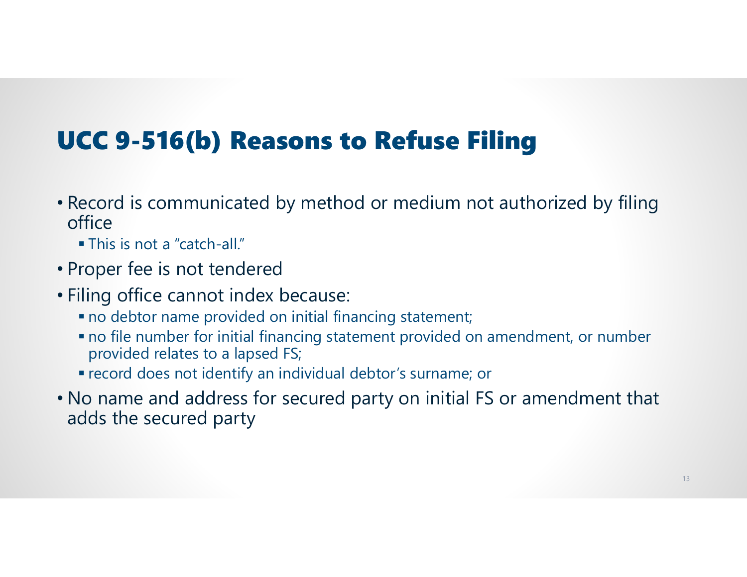# UCC 9-516(b) Reasons to Refuse Filing

- Record is communicated by method or medium not authorized by filing office
  - This is not a "catch-all."
- Proper fee is not tendered
- Filing office cannot index because:
  - no debtor name provided on initial financing statement;
  - no file number for initial financing statement provided on amendment, or number provided relates to a lapsed FS;
  - record does not identify an individual debtor's surname; or
- No name and address for secured party on initial FS or amendment that adds the secured party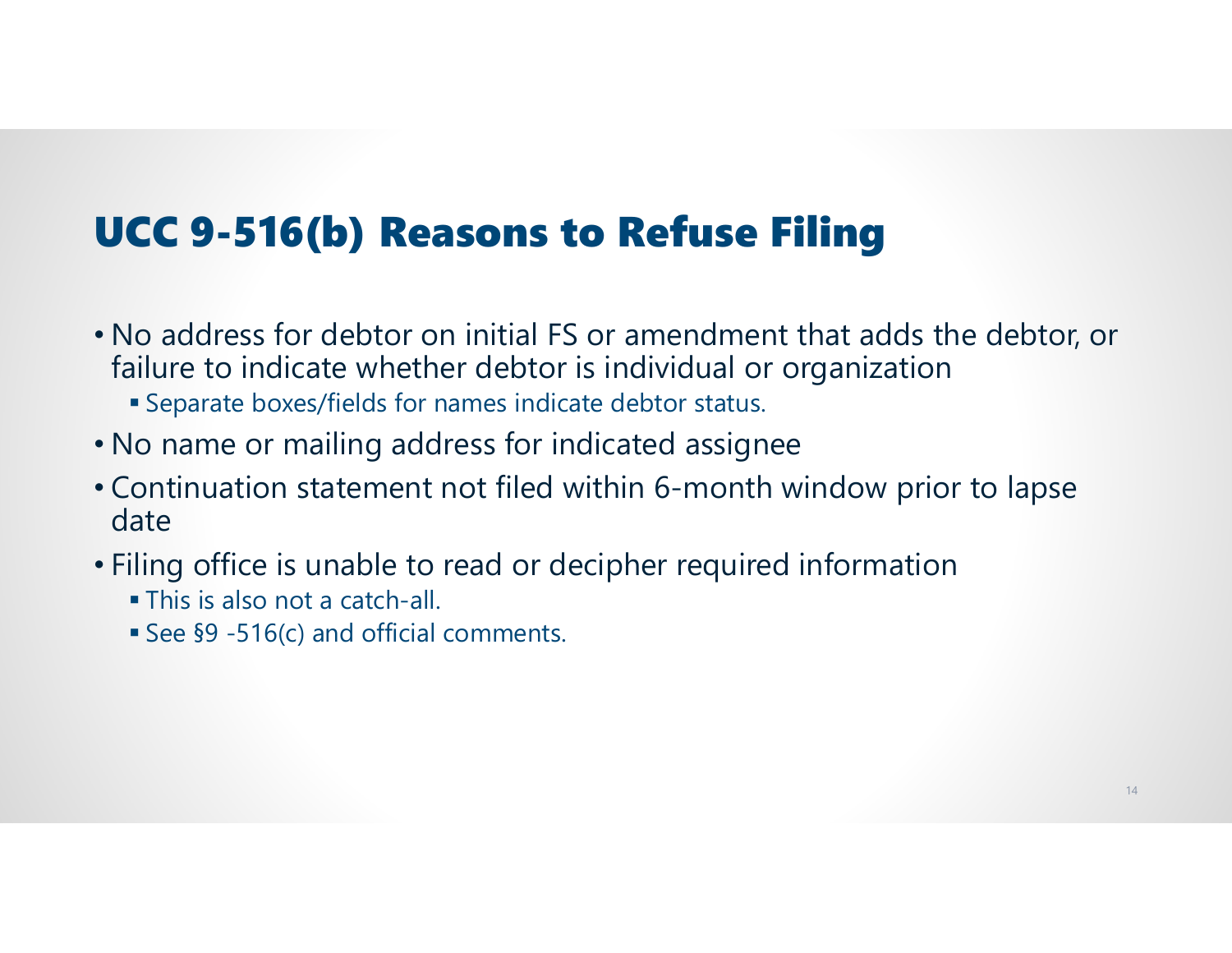# UCC 9-516(b) Reasons to Refuse Filing

- No address for debtor on initial FS or amendment that adds the debtor, or failure to indicate whether debtor is individual or organization
  - Separate boxes/fields for names indicate debtor status.
- No name or mailing address for indicated assignee
- Continuation statement not filed within 6-month window prior to lapse date
- Filing office is unable to read or decipher required information
  - This is also not a catch-all.
  - See §9 -516(c) and official comments.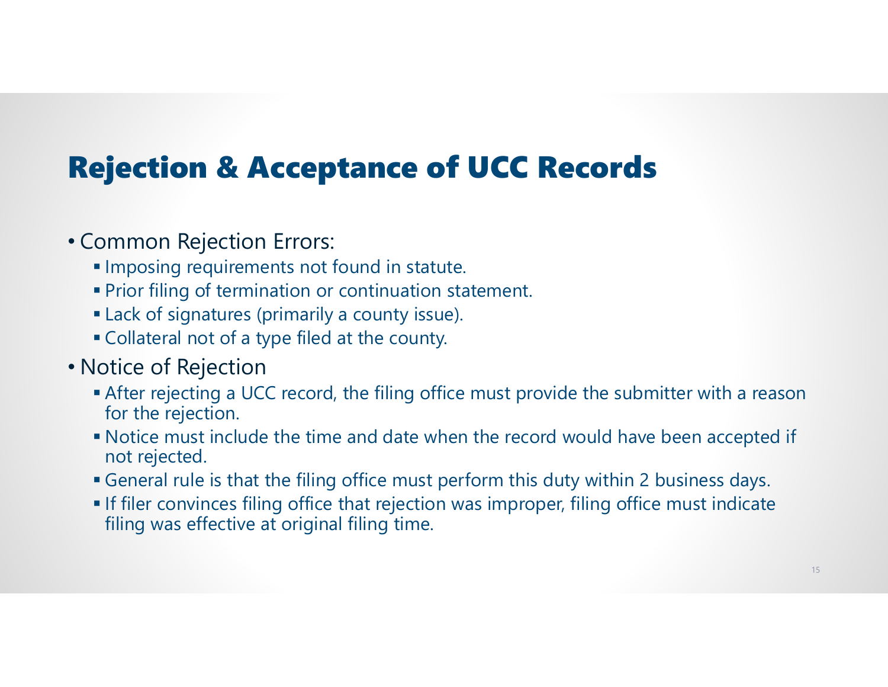# Rejection & Acceptance of UCC Records

- Common Rejection Errors:
  - Imposing requirements not found in statute.
  - Prior filing of termination or continuation statement.
  - Lack of signatures (primarily a county issue).
  - Collateral not of a type filed at the county.
- Notice of Rejection
  - After rejecting a UCC record, the filing office must provide the submitter with a reason for the rejection.
  - Notice must include the time and date when the record would have been accepted if not rejected.
  - General rule is that the filing office must perform this duty within 2 business days.
  - If filer convinces filing office that rejection was improper, filing office must indicate filing was effective at original filing time.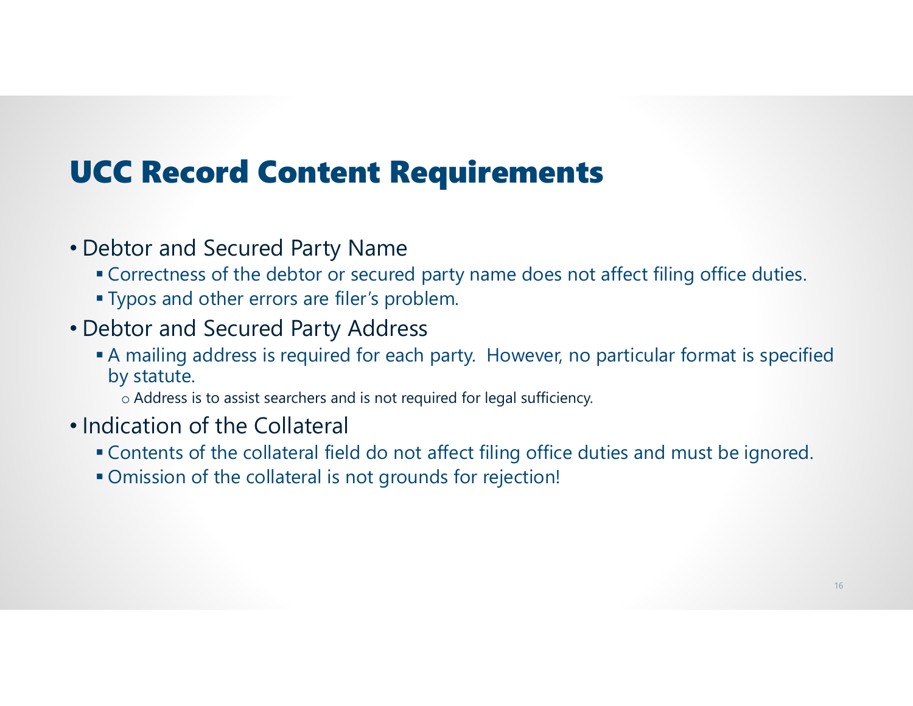# UCC Record Content Requirements

- Debtor and Secured Party Name
  - Correctness of the debtor or secured party name does not affect filing office duties.
  - Typos and other errors are filer's problem.
- Debtor and Secured Party Address
  - A mailing address is required for each party. However, no particular format is specified by statute.
    - Address is to assist searchers and is not required for legal sufficiency.
- Indication of the Collateral
  - Contents of the collateral field do not affect filing office duties and must be ignored.
  - Omission of the collateral is not grounds for rejection!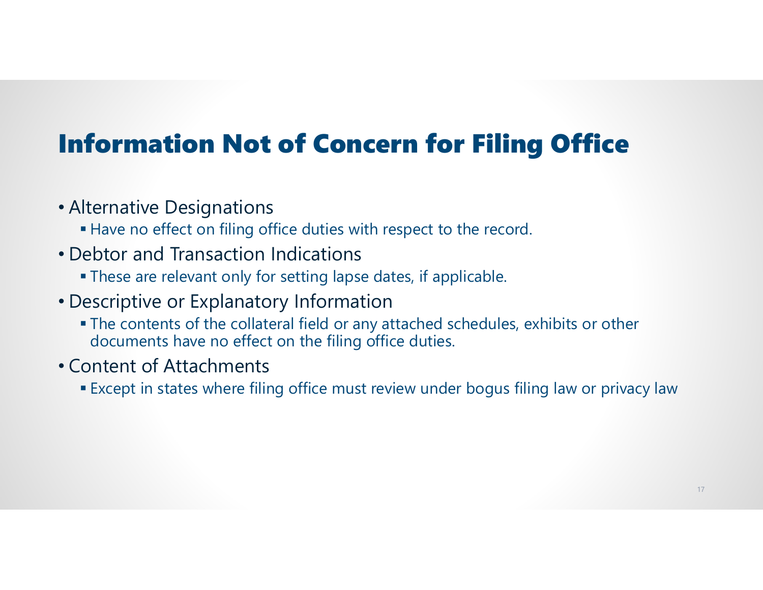# Information Not of Concern for Filing Office

- Alternative Designations
  - Have no effect on filing office duties with respect to the record.
- Debtor and Transaction Indications
  - These are relevant only for setting lapse dates, if applicable.
- Descriptive or Explanatory Information
  - The contents of the collateral field or any attached schedules, exhibits or other documents have no effect on the filing office duties.
- Content of Attachments
  - Except in states where filing office must review under bogus filing law or privacy law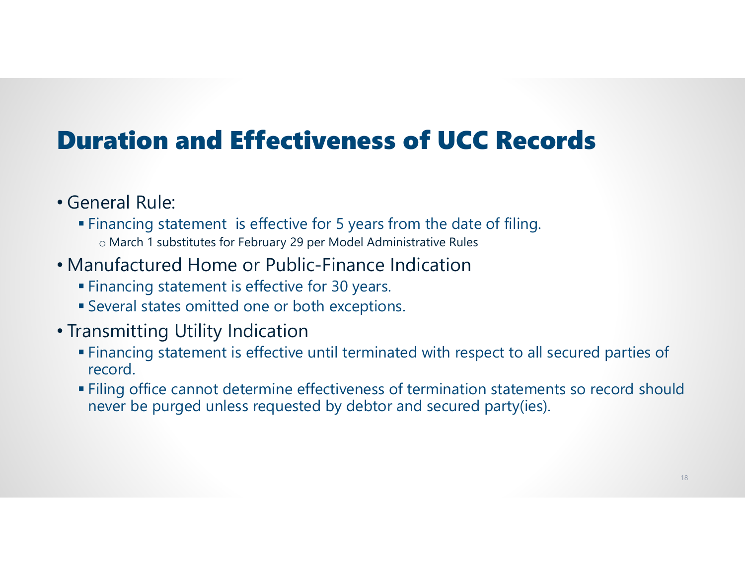# Duration and Effectiveness of UCC Records

- General Rule:
  - Financing statement is effective for 5 years from the date of filing.
    - March 1 substitutes for February 29 per Model Administrative Rules
- Manufactured Home or Public-Finance Indication
  - Financing statement is effective for 30 years.
  - Several states omitted one or both exceptions.
- Transmitting Utility Indication
  - Financing statement is effective until terminated with respect to all secured parties of record.
  - Filing office cannot determine effectiveness of termination statements so record should never be purged unless requested by debtor and secured party(ies).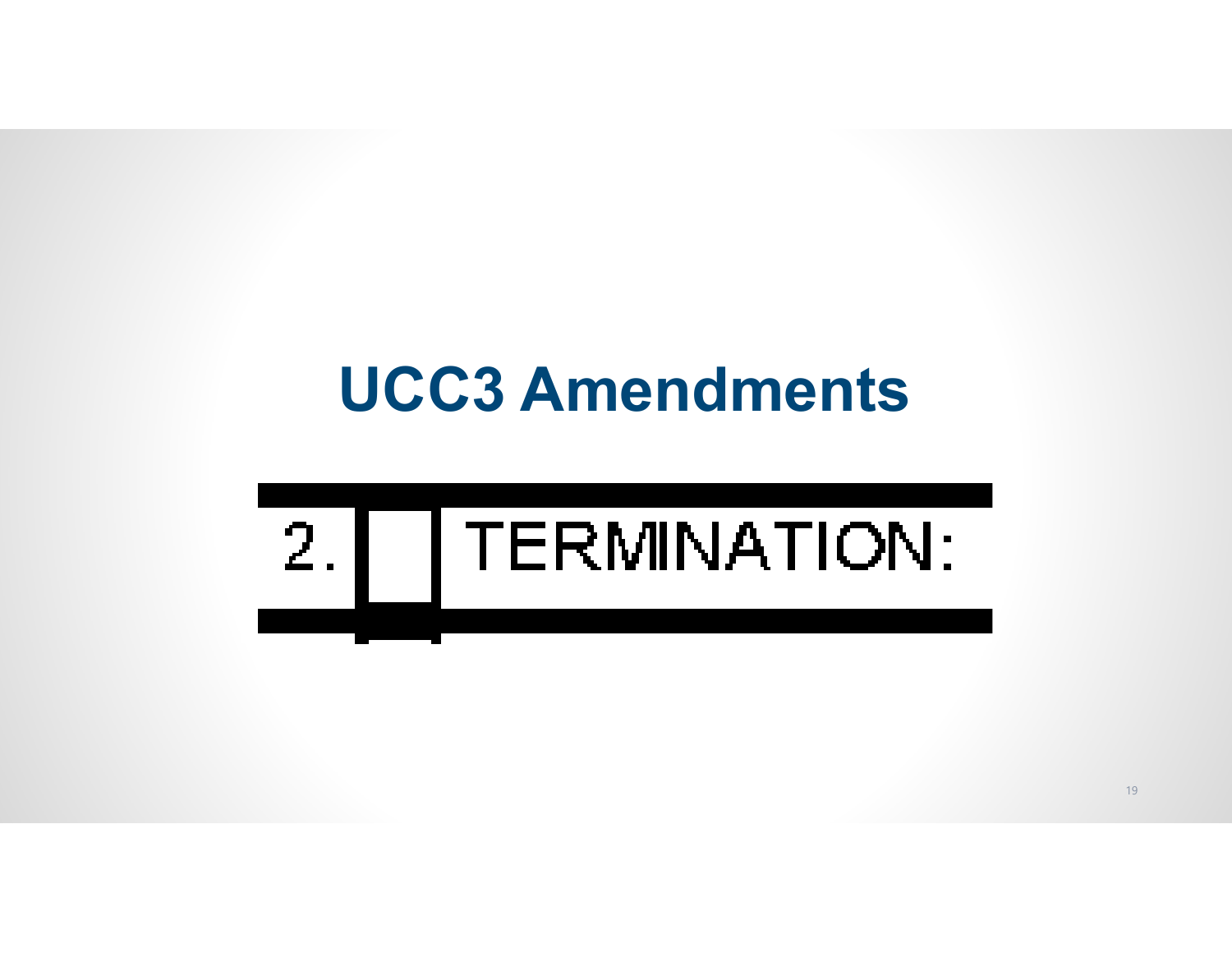# UCC3 Amendments

2. ☐ TERMINATION: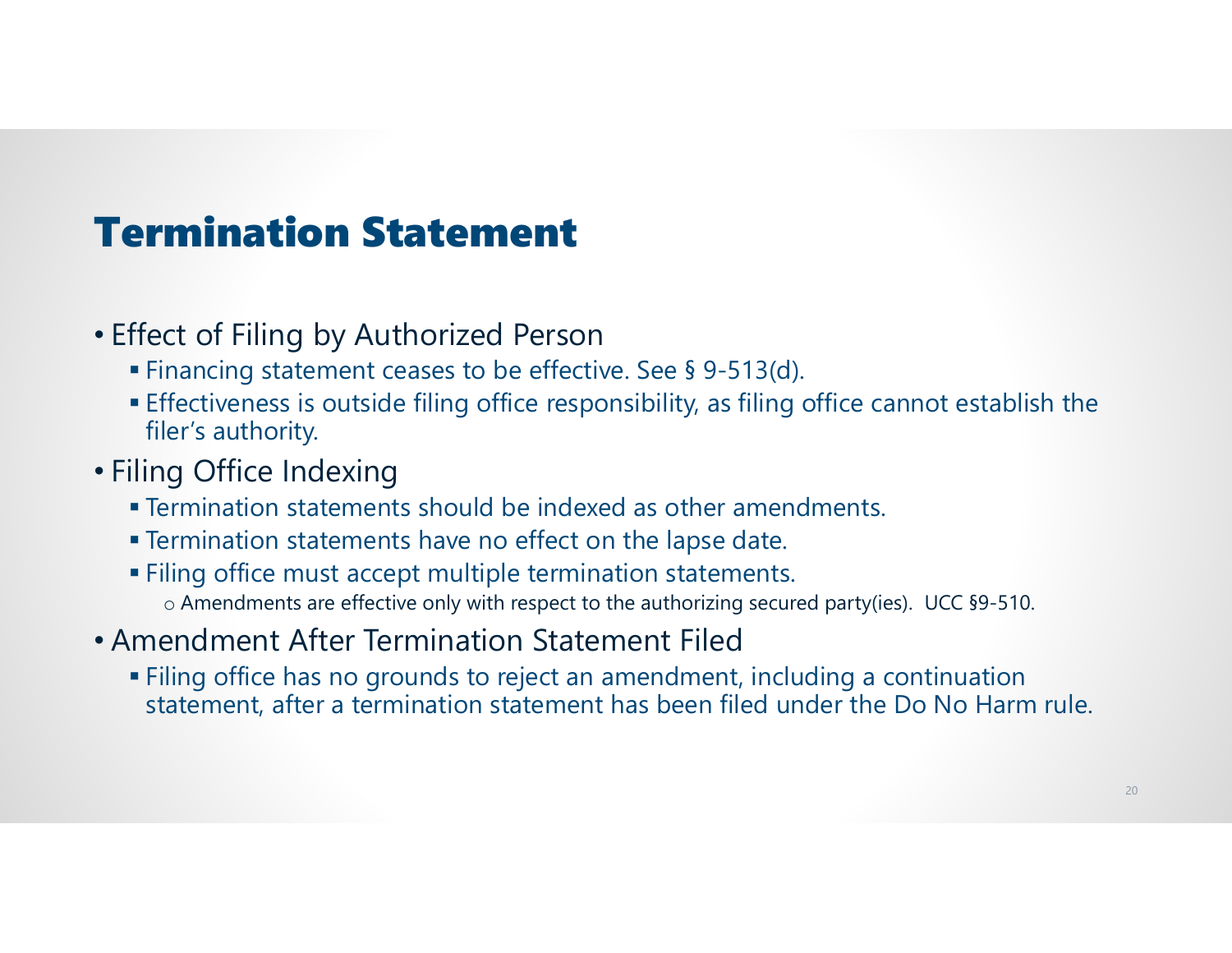# Termination Statement

- Effect of Filing by Authorized Person
  - Financing statement ceases to be effective. See § 9-513(d).
  - Effectiveness is outside filing office responsibility, as filing office cannot establish the filer's authority.
- Filing Office Indexing
  - Termination statements should be indexed as other amendments.
  - Termination statements have no effect on the lapse date.
  - Filing office must accept multiple termination statements.
    - Amendments are effective only with respect to the authorizing secured party(ies). UCC §9-510.
- Amendment After Termination Statement Filed
  - Filing office has no grounds to reject an amendment, including a continuation statement, after a termination statement has been filed under the Do No Harm rule.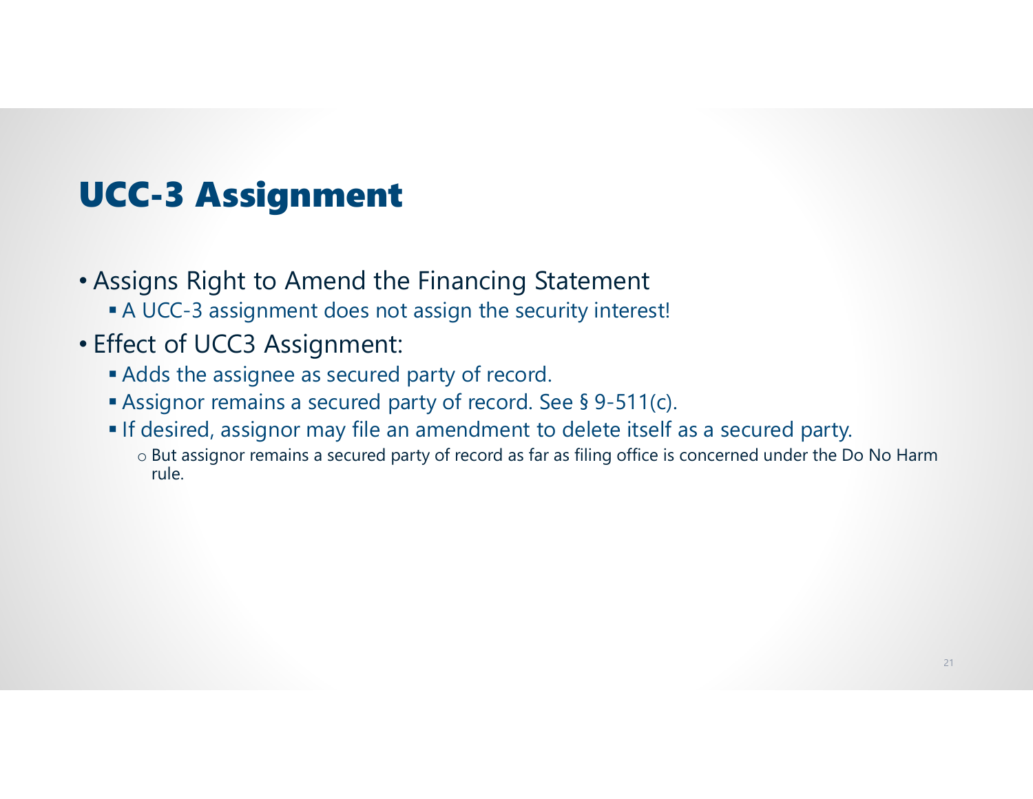## UCC-3 Assignment

- Assigns Right to Amend the Financing Statement
  - A UCC-3 assignment does not assign the security interest!
- Effect of UCC3 Assignment:
  - Adds the assignee as secured party of record.
  - Assignor remains a secured party of record. See § 9-511(c).
  - If desired, assignor may file an amendment to delete itself as a secured party.
    - But assignor remains a secured party of record as far as filing office is concerned under the Do No Harm rule.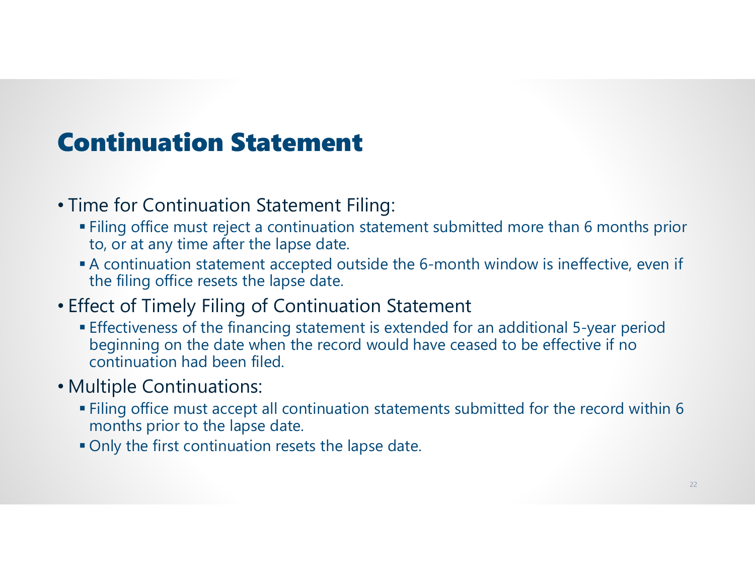# Continuation Statement

- Time for Continuation Statement Filing:
  - Filing office must reject a continuation statement submitted more than 6 months prior to, or at any time after the lapse date.
  - A continuation statement accepted outside the 6-month window is ineffective, even if the filing office resets the lapse date.
- Effect of Timely Filing of Continuation Statement
  - Effectiveness of the financing statement is extended for an additional 5-year period beginning on the date when the record would have ceased to be effective if no continuation had been filed.
- Multiple Continuations:
  - Filing office must accept all continuation statements submitted for the record within 6 months prior to the lapse date.
  - Only the first continuation resets the lapse date.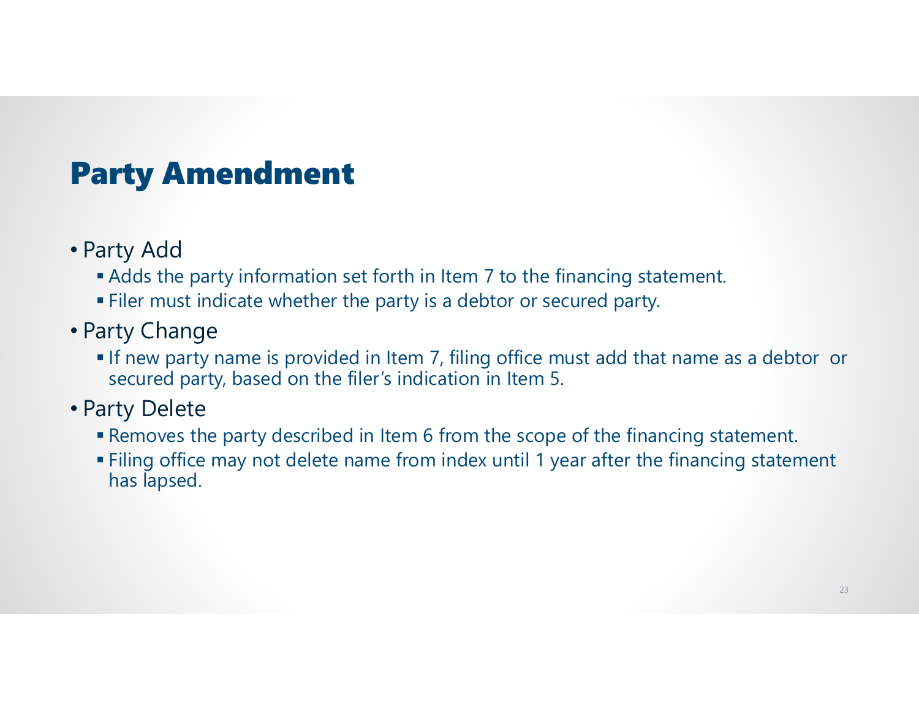# Party Amendment

- Party Add
  - Adds the party information set forth in Item 7 to the financing statement.
  - Filer must indicate whether the party is a debtor or secured party.
- Party Change
  - If new party name is provided in Item 7, filing office must add that name as a debtor or secured party, based on the filer's indication in Item 5.
- Party Delete
  - Removes the party described in Item 6 from the scope of the financing statement.
  - Filing office may not delete name from index until 1 year after the financing statement has lapsed.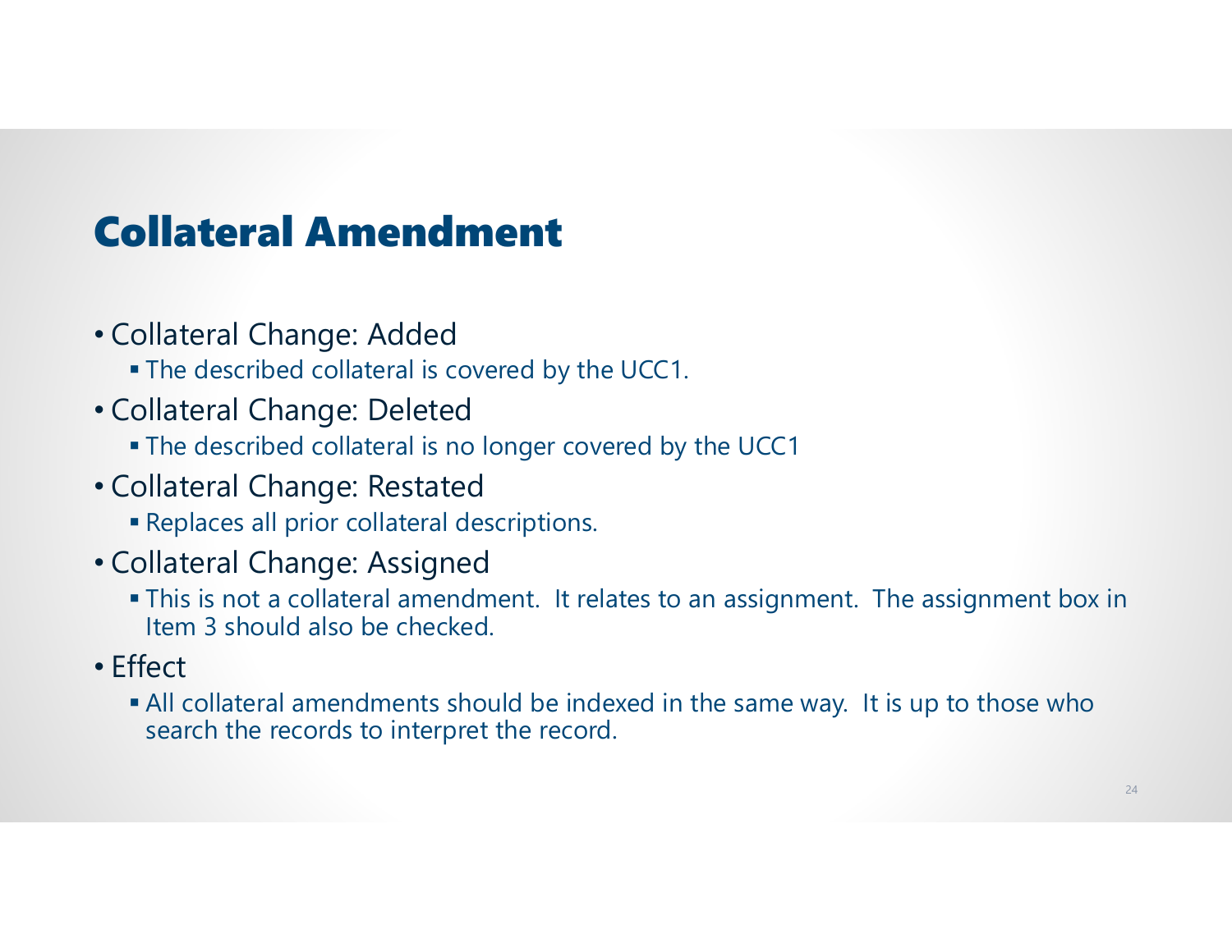# Collateral Amendment

- Collateral Change: Added
  - The described collateral is covered by the UCC1.
- Collateral Change: Deleted
  - The described collateral is no longer covered by the UCC1
- Collateral Change: Restated
  - Replaces all prior collateral descriptions.
- Collateral Change: Assigned
  - This is not a collateral amendment. It relates to an assignment. The assignment box in Item 3 should also be checked.
- Effect
  - All collateral amendments should be indexed in the same way. It is up to those who search the records to interpret the record.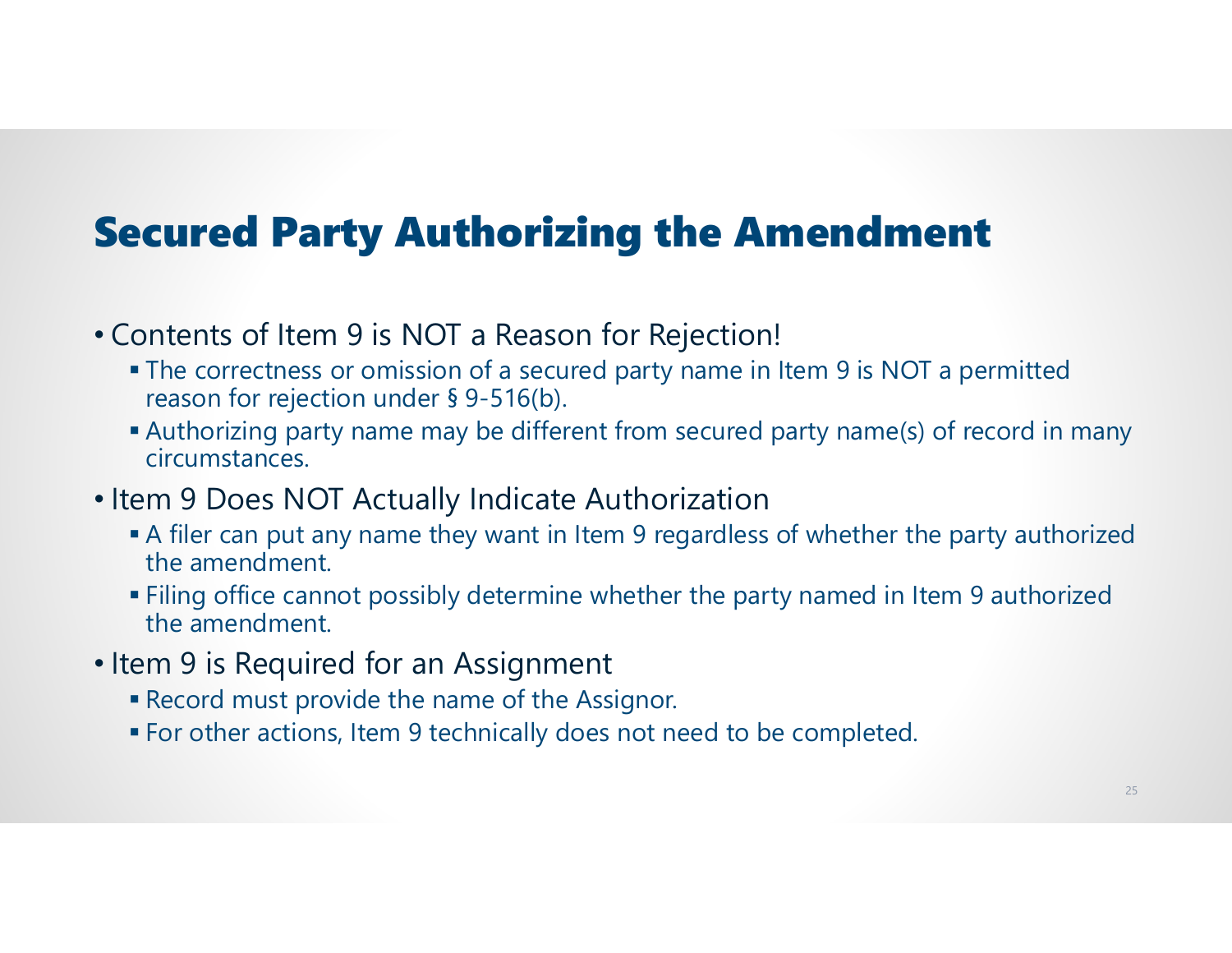# Secured Party Authorizing the Amendment

- Contents of Item 9 is NOT a Reason for Rejection!
  - The correctness or omission of a secured party name in Item 9 is NOT a permitted reason for rejection under § 9-516(b).
  - Authorizing party name may be different from secured party name(s) of record in many circumstances.
- Item 9 Does NOT Actually Indicate Authorization
  - A filer can put any name they want in Item 9 regardless of whether the party authorized the amendment.
  - Filing office cannot possibly determine whether the party named in Item 9 authorized the amendment.
- Item 9 is Required for an Assignment
  - Record must provide the name of the Assignor.
  - For other actions, Item 9 technically does not need to be completed.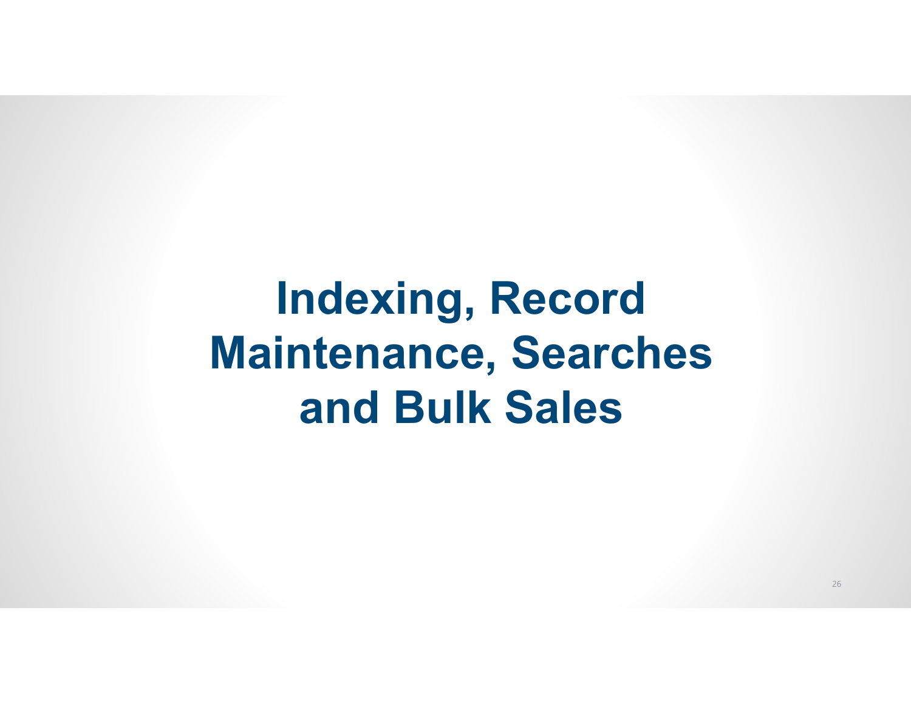# Indexing, Record Maintenance, Searches and Bulk Sales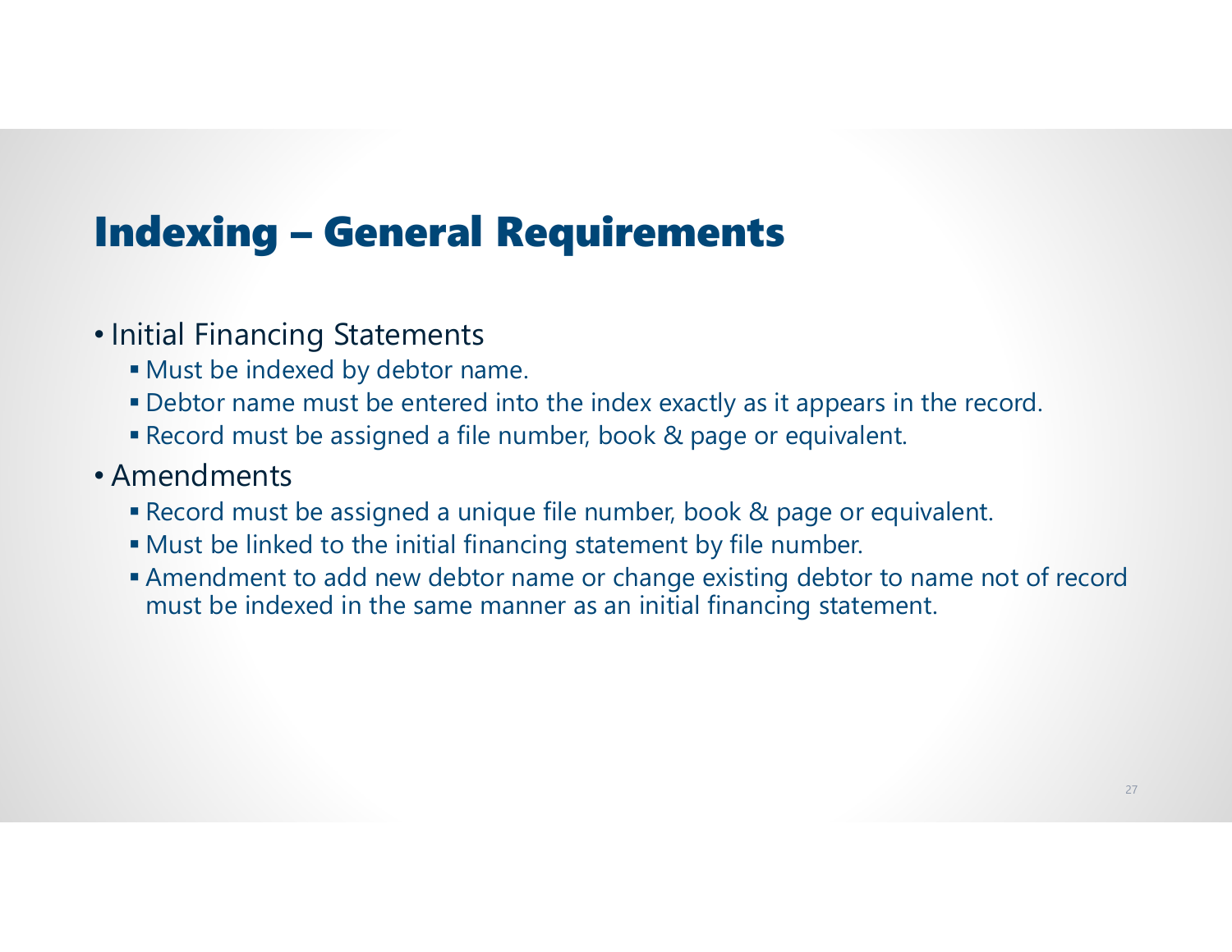# Indexing – General Requirements

- Initial Financing Statements
  - Must be indexed by debtor name.
  - Debtor name must be entered into the index exactly as it appears in the record.
  - Record must be assigned a file number, book & page or equivalent.
- Amendments
  - Record must be assigned a unique file number, book & page or equivalent.
  - Must be linked to the initial financing statement by file number.
  - Amendment to add new debtor name or change existing debtor to name not of record must be indexed in the same manner as an initial financing statement.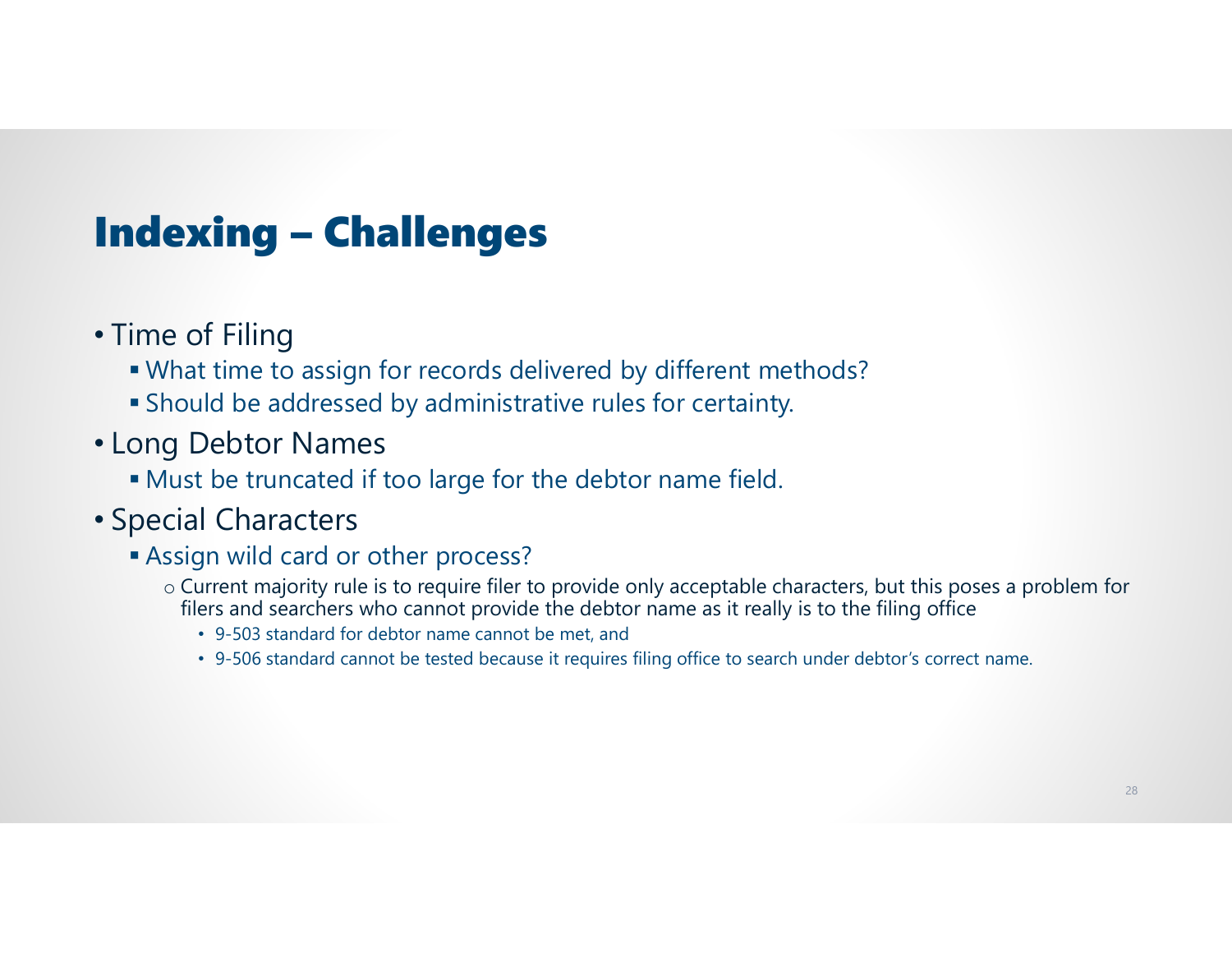# Indexing – Challenges

- Time of Filing
  - What time to assign for records delivered by different methods?
  - Should be addressed by administrative rules for certainty.
- Long Debtor Names
  - Must be truncated if too large for the debtor name field.
- Special Characters
  - Assign wild card or other process?
    - Current majority rule is to require filer to provide only acceptable characters, but this poses a problem for filers and searchers who cannot provide the debtor name as it really is to the filing office
      - 9-503 standard for debtor name cannot be met, and
      - 9-506 standard cannot be tested because it requires filing office to search under debtor's correct name.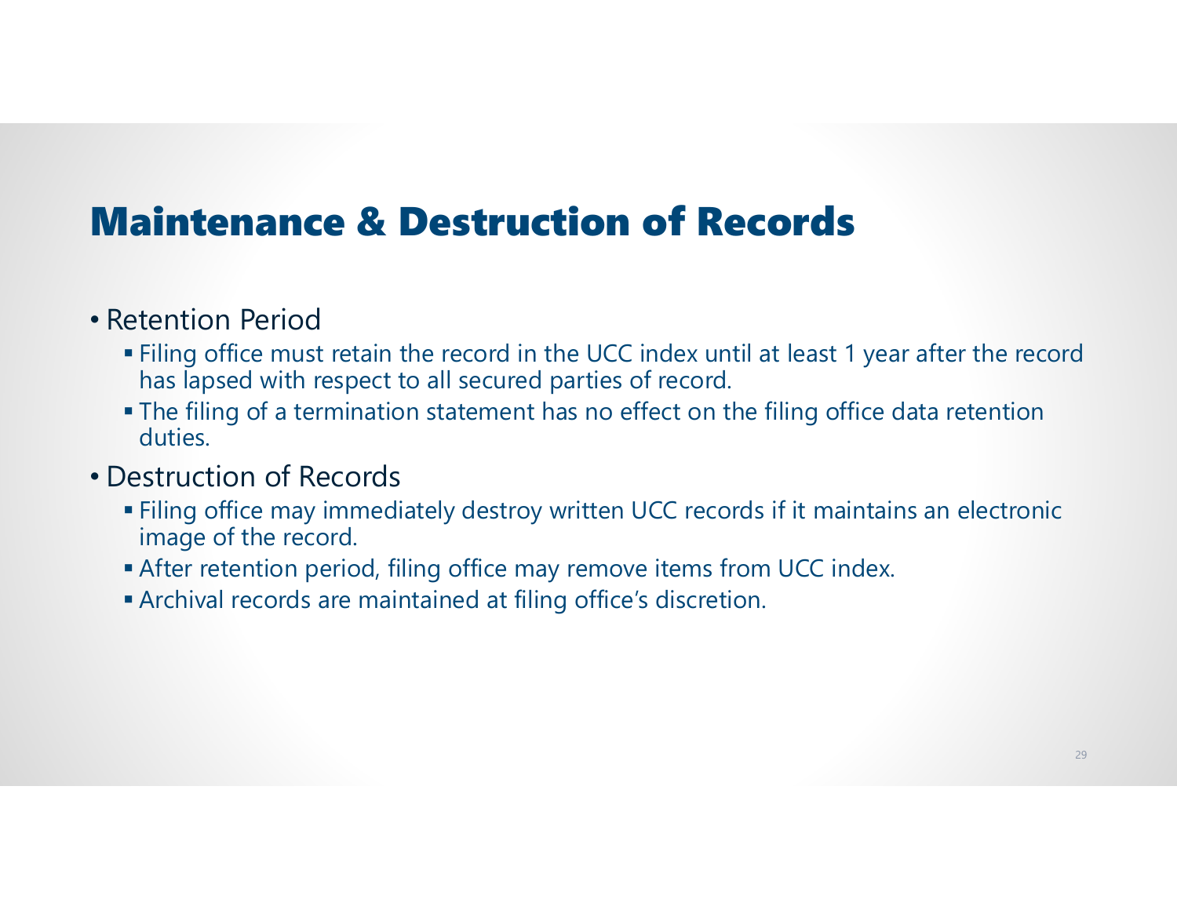# Maintenance & Destruction of Records

- Retention Period
  - Filing office must retain the record in the UCC index until at least 1 year after the record has lapsed with respect to all secured parties of record.
  - The filing of a termination statement has no effect on the filing office data retention duties.
- Destruction of Records
  - Filing office may immediately destroy written UCC records if it maintains an electronic image of the record.
  - After retention period, filing office may remove items from UCC index.
  - Archival records are maintained at filing office's discretion.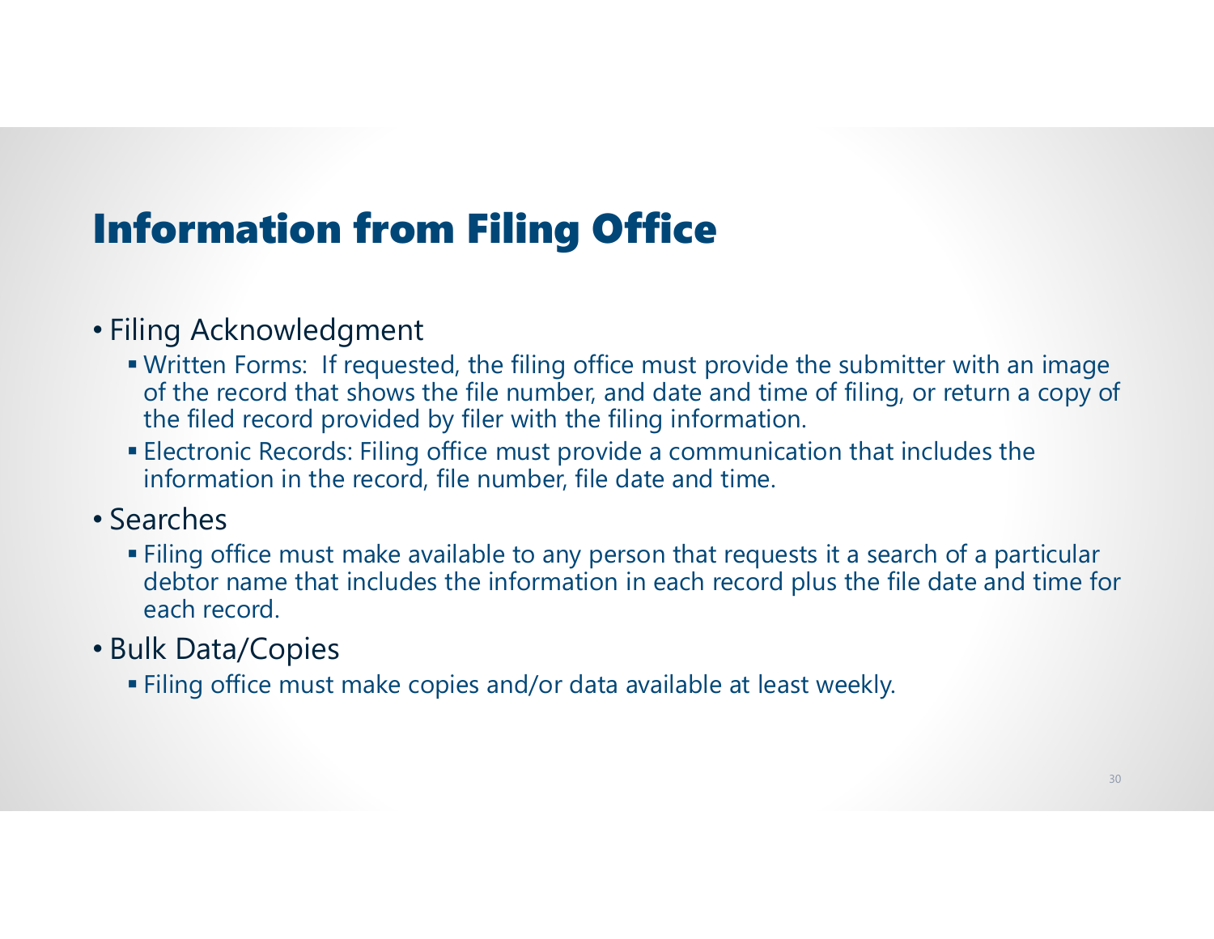# Information from Filing Office

- Filing Acknowledgment
  - Written Forms: If requested, the filing office must provide the submitter with an image of the record that shows the file number, and date and time of filing, or return a copy of the filed record provided by filer with the filing information.
  - Electronic Records: Filing office must provide a communication that includes the information in the record, file number, file date and time.
- Searches
  - Filing office must make available to any person that requests it a search of a particular debtor name that includes the information in each record plus the file date and time for each record.
- Bulk Data/Copies
  - Filing office must make copies and/or data available at least weekly.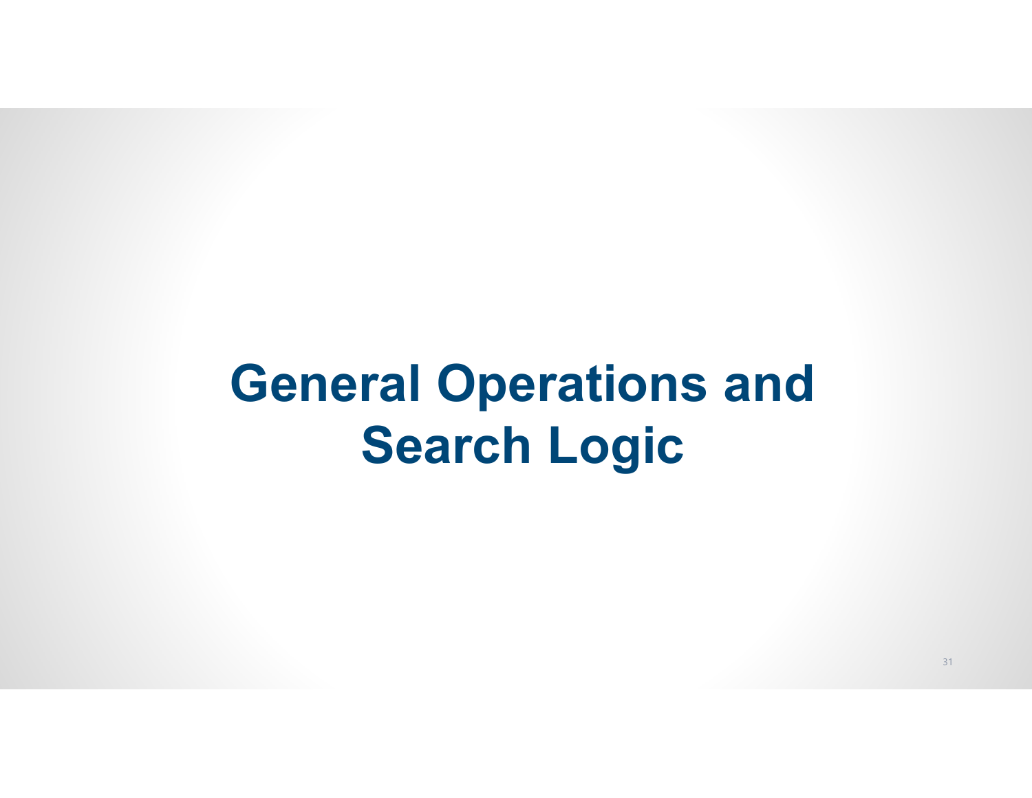# General Operations and Search Logic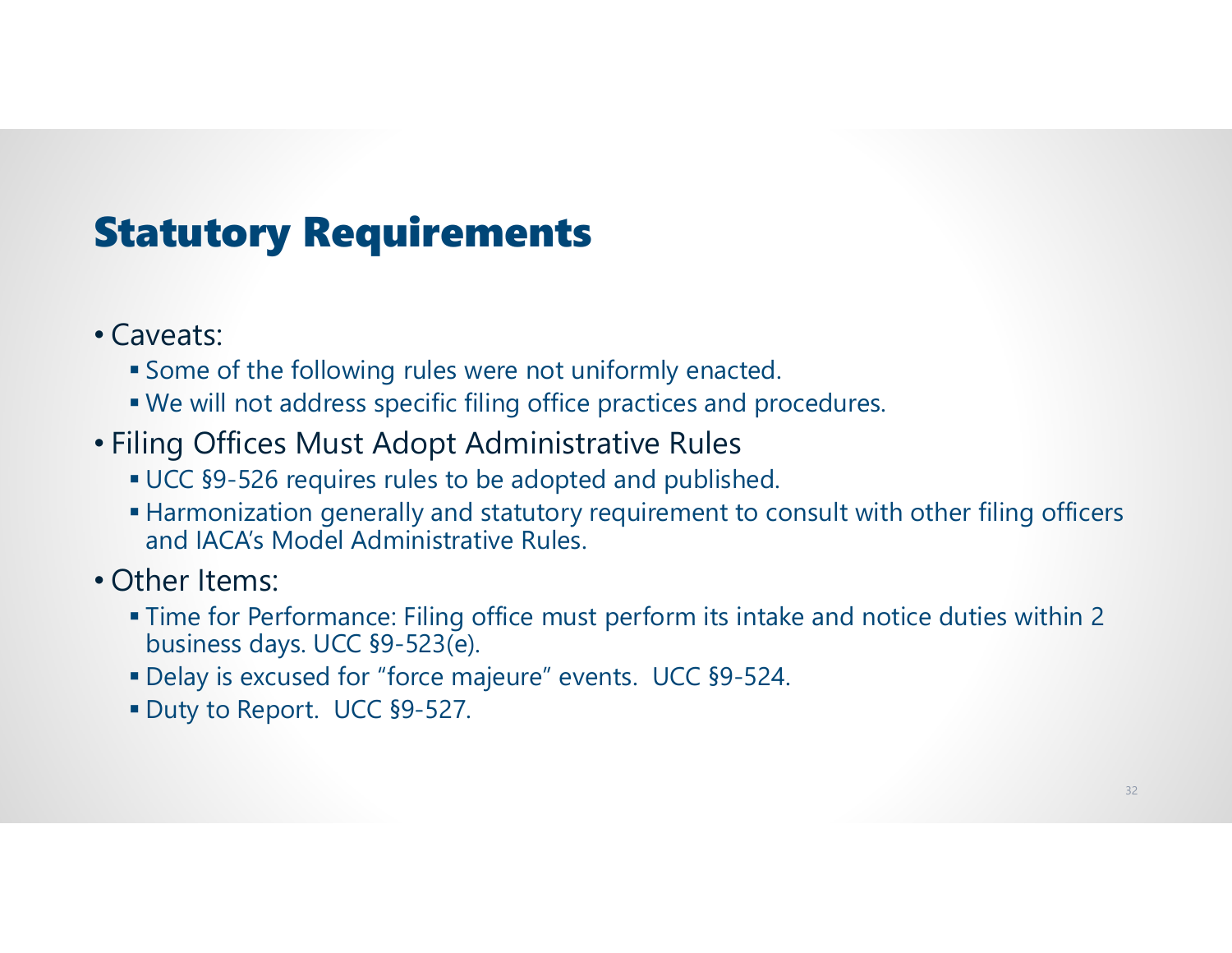# Statutory Requirements

- Caveats:
  - Some of the following rules were not uniformly enacted.
  - We will not address specific filing office practices and procedures.
- Filing Offices Must Adopt Administrative Rules
  - UCC §9-526 requires rules to be adopted and published.
  - Harmonization generally and statutory requirement to consult with other filing officers and IACA's Model Administrative Rules.
- Other Items:
  - Time for Performance: Filing office must perform its intake and notice duties within 2 business days. UCC §9-523(e).
  - Delay is excused for "force majeure" events. UCC §9-524.
  - Duty to Report. UCC §9-527.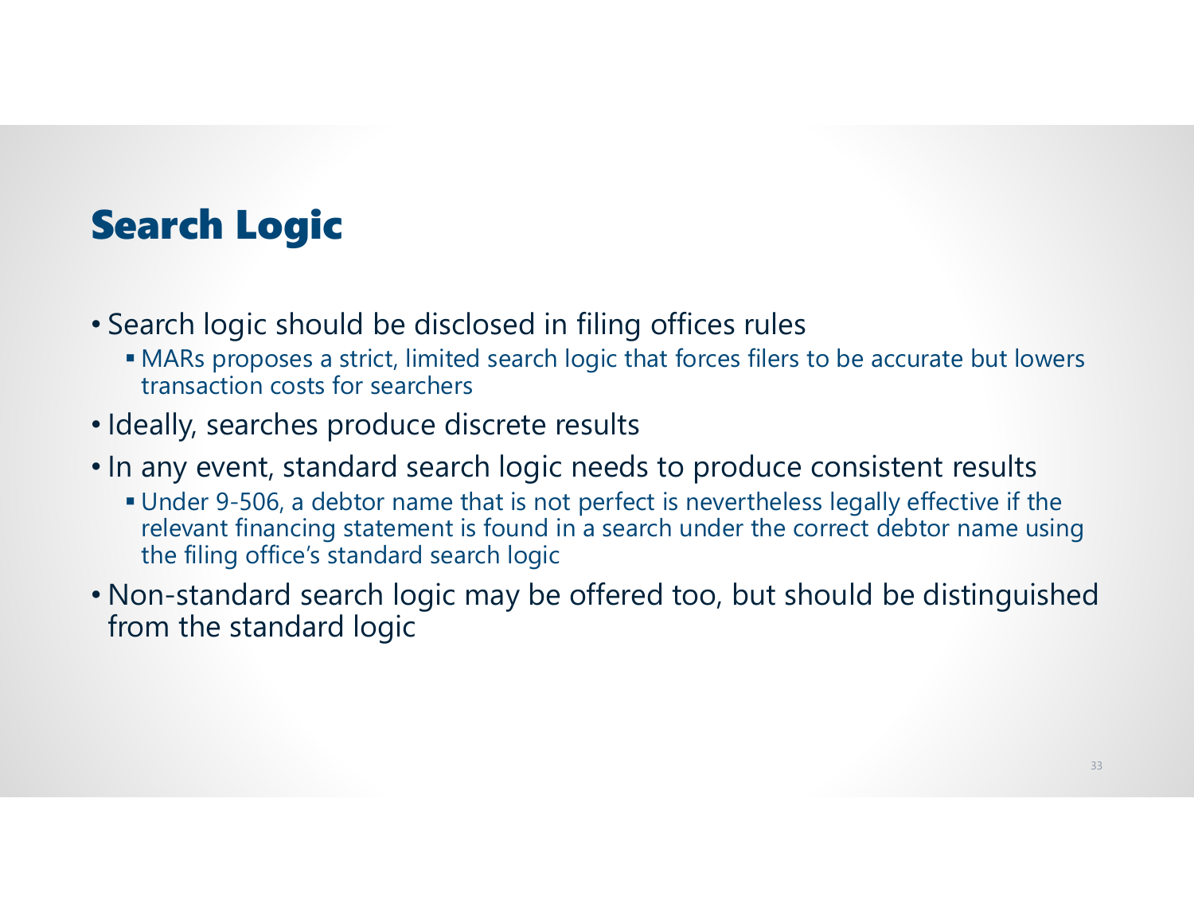# Search Logic

- Search logic should be disclosed in filing offices rules
  - MARs proposes a strict, limited search logic that forces filers to be accurate but lowers transaction costs for searchers
- Ideally, searches produce discrete results
- In any event, standard search logic needs to produce consistent results
  - Under 9-506, a debtor name that is not perfect is nevertheless legally effective if the relevant financing statement is found in a search under the correct debtor name using the filing office's standard search logic
- Non-standard search logic may be offered too, but should be distinguished from the standard logic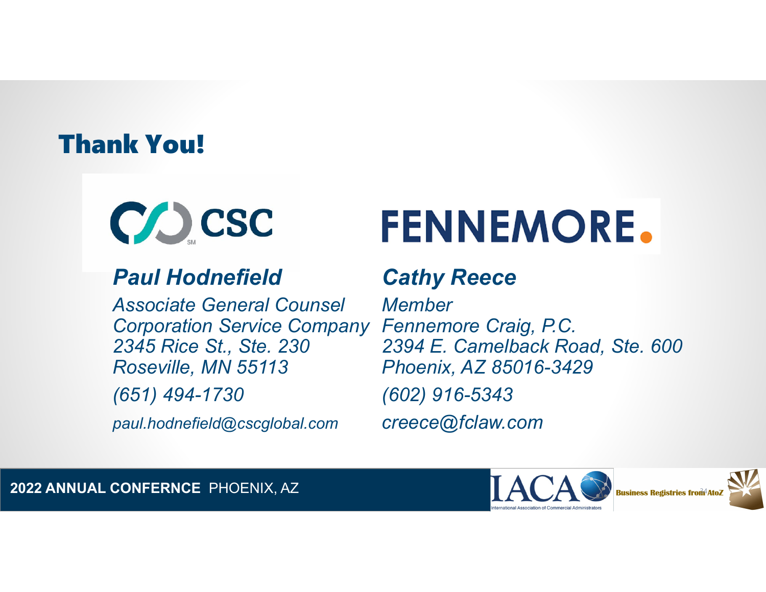# Thank You!

CSC

FENNEMORE.

***Paul Hodnefield***

*Associate General Counsel*
*Corporation Service Company*
*2345 Rice St., Ste. 230*
*Roseville, MN 55113*

*(651) 494-1730*

*paul.hodnefield@cscglobal.com*

***Cathy Reece***

*Member*
*Fennemore Craig, P.C.*
*2394 E. Camelback Road, Ste. 600*
*Phoenix, AZ 85016-3429*

*(602) 916-5343*

*creece@fclaw.com*